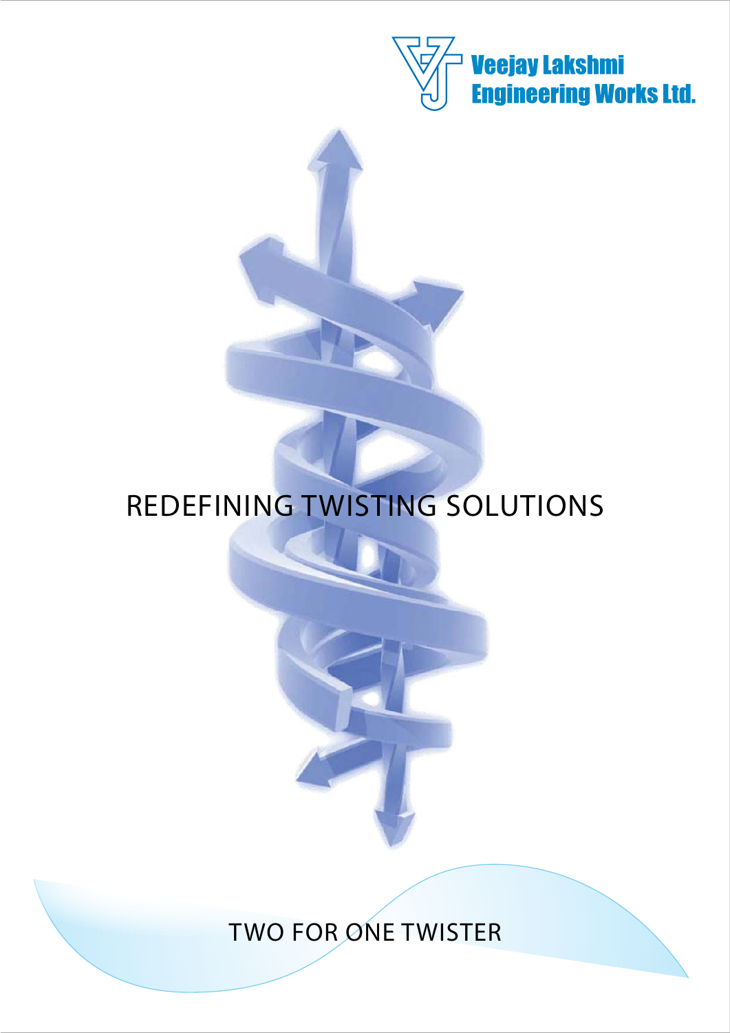Veejay Lakshmi Engineering Works Ltd.

# REDEFINING TWISTING SOLUTIONS

## TWO FOR ONE TWISTER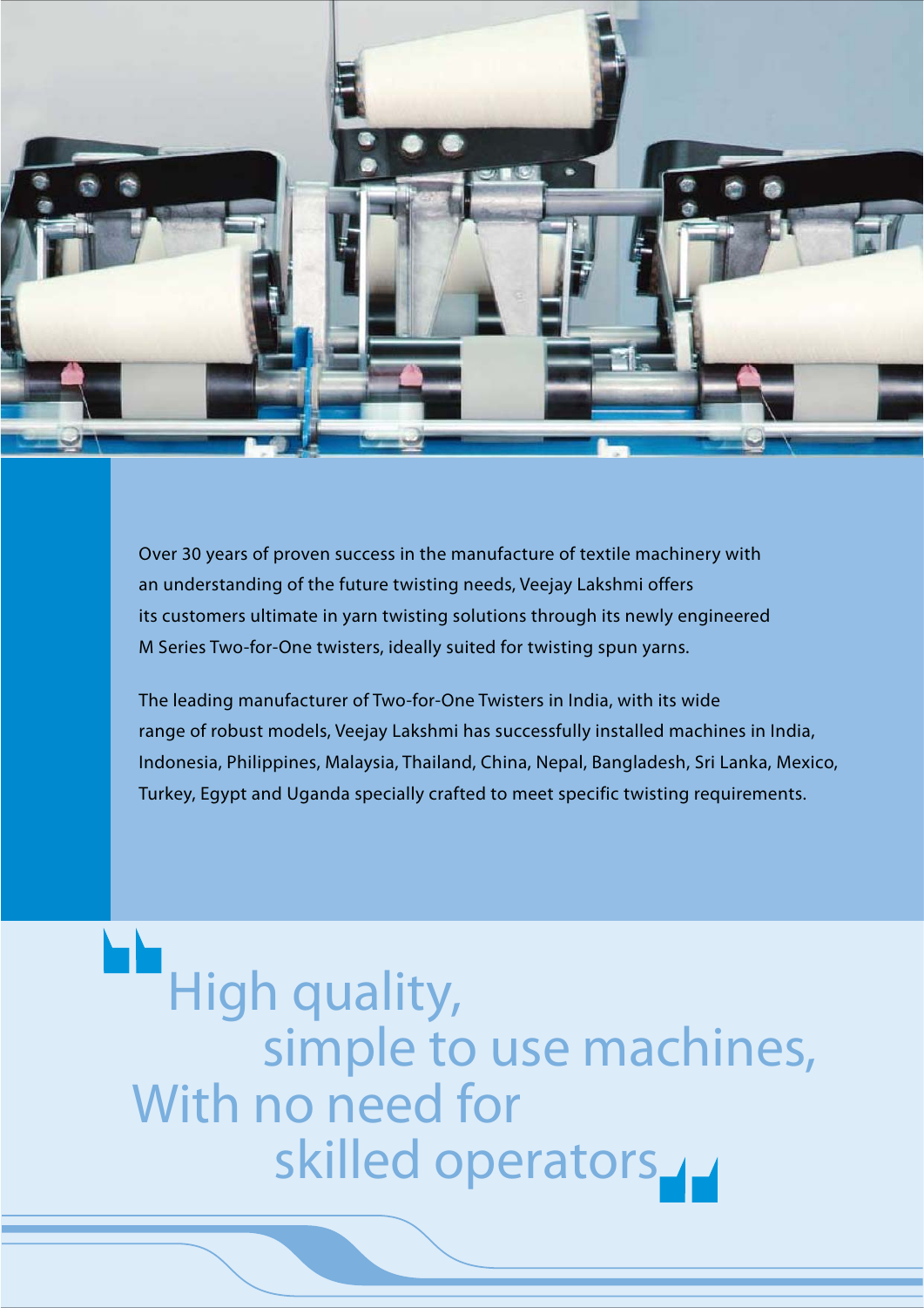Over 30 years of proven success in the manufacture of textile machinery with an understanding of the future twisting needs, Veejay Lakshmi offers its customers ultimate in yarn twisting solutions through its newly engineered M Series Two-for-One twisters, ideally suited for twisting spun yarns.

The leading manufacturer of Two-for-One Twisters in India, with its wide range of robust models, Veejay Lakshmi has successfully installed machines in India, Indonesia, Philippines, Malaysia, Thailand, China, Nepal, Bangladesh, Sri Lanka, Mexico, Turkey, Egypt and Uganda specially crafted to meet specific twisting requirements.

> High quality,
> simple to use machines,
> With no need for
> skilled operators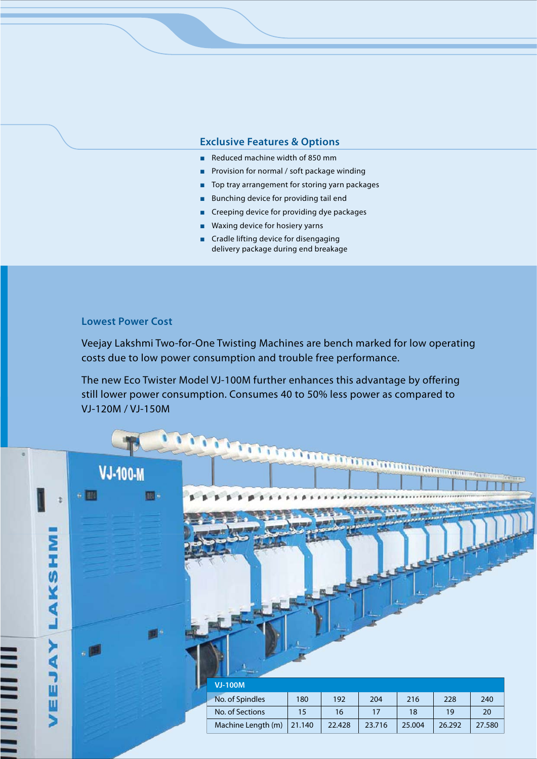## Exclusive Features & Options

- Reduced machine width of 850 mm
- Provision for normal / soft package winding
- Top tray arrangement for storing yarn packages
- Bunching device for providing tail end
- Creeping device for providing dye packages
- Waxing device for hosiery yarns
- Cradle lifting device for disengaging delivery package during end breakage

## Lowest Power Cost

Veejay Lakshmi Two-for-One Twisting Machines are bench marked for low operating costs due to low power consumption and trouble free performance.

The new Eco Twister Model VJ-100M further enhances this advantage by offering still lower power consumption. Consumes 40 to 50% less power as compared to VJ-120M / VJ-150M

| VJ-100M | | | | | | |
|---|---|---|---|---|---|---|
| No. of Spindles | 180 | 192 | 204 | 216 | 228 | 240 |
| No. of Sections | 15 | 16 | 17 | 18 | 19 | 20 |
| Machine Length (m) | 21.140 | 22.428 | 23.716 | 25.004 | 26.292 | 27.580 |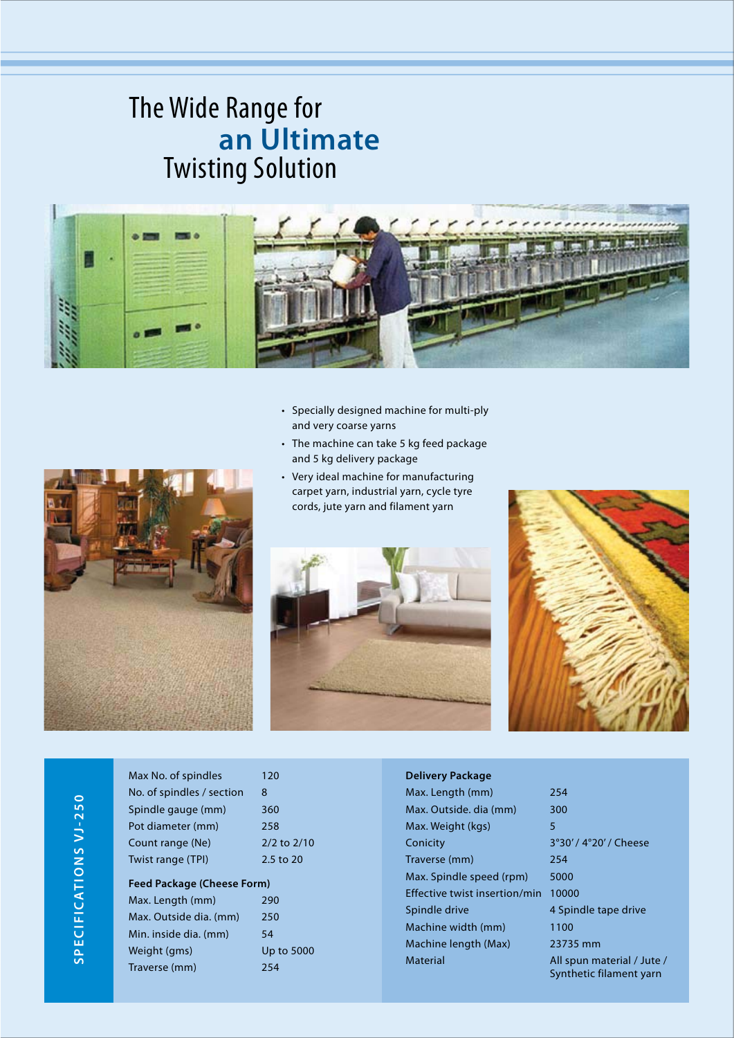# The Wide Range for **an Ultimate** Twisting Solution

- Specially designed machine for multi-ply and very coarse yarns
- The machine can take 5 kg feed package and 5 kg delivery package
- Very ideal machine for manufacturing carpet yarn, industrial yarn, cycle tyre cords, jute yarn and filament yarn

## SPECIFICATIONS VJ-250

| | |
|---|---|
| Max No. of spindles | 120 |
| No. of spindles / section | 8 |
| Spindle gauge (mm) | 360 |
| Pot diameter (mm) | 258 |
| Count range (Ne) | 2/2 to 2/10 |
| Twist range (TPI) | 2.5 to 20 |

**Feed Package (Cheese Form)**

| | |
|---|---|
| Max. Length (mm) | 290 |
| Max. Outside dia. (mm) | 250 |
| Min. inside dia. (mm) | 54 |
| Weight (gms) | Up to 5000 |
| Traverse (mm) | 254 |

**Delivery Package**

| | |
|---|---|
| Max. Length (mm) | 254 |
| Max. Outside. dia (mm) | 300 |
| Max. Weight (kgs) | 5 |
| Conicity | 3°30' / 4°20' / Cheese |
| Traverse (mm) | 254 |
| Max. Spindle speed (rpm) | 5000 |
| Effective twist insertion/min | 10000 |
| Spindle drive | 4 Spindle tape drive |
| Machine width (mm) | 1100 |
| Machine length (Max) | 23735 mm |
| Material | All spun material / Jute / Synthetic filament yarn |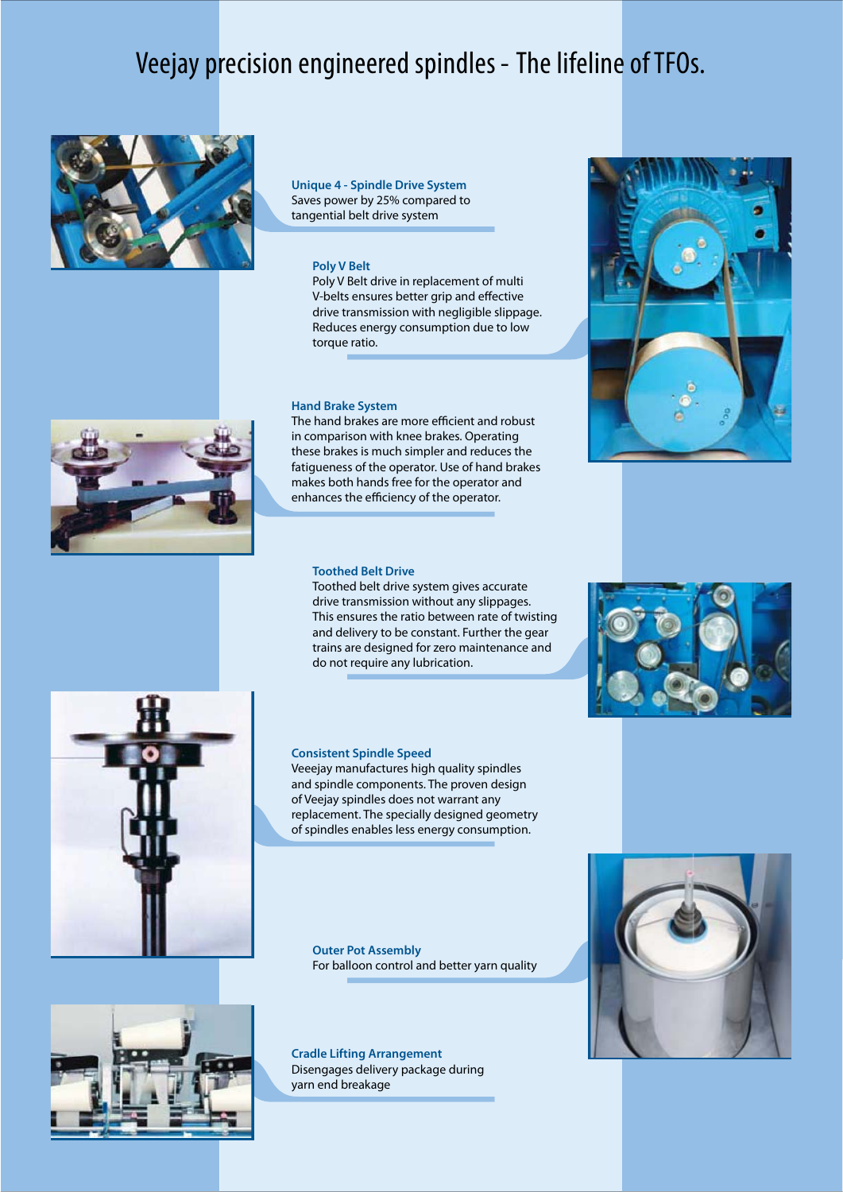# Veejay precision engineered spindles - The lifeline of TFOs.

### Unique 4 - Spindle Drive System

Saves power by 25% compared to tangential belt drive system

### Poly V Belt

Poly V Belt drive in replacement of multi V-belts ensures better grip and effective drive transmission with negligible slippage. Reduces energy consumption due to low torque ratio.

### Hand Brake System

The hand brakes are more efficient and robust in comparison with knee brakes. Operating these brakes is much simpler and reduces the fatigueness of the operator. Use of hand brakes makes both hands free for the operator and enhances the efficiency of the operator.

### Toothed Belt Drive

Toothed belt drive system gives accurate drive transmission without any slippages. This ensures the ratio between rate of twisting and delivery to be constant. Further the gear trains are designed for zero maintenance and do not require any lubrication.

### Consistent Spindle Speed

Veeejay manufactures high quality spindles and spindle components. The proven design of Veejay spindles does not warrant any replacement. The specially designed geometry of spindles enables less energy consumption.

### Outer Pot Assembly

For balloon control and better yarn quality

### Cradle Lifting Arrangement

Disengages delivery package during yarn end breakage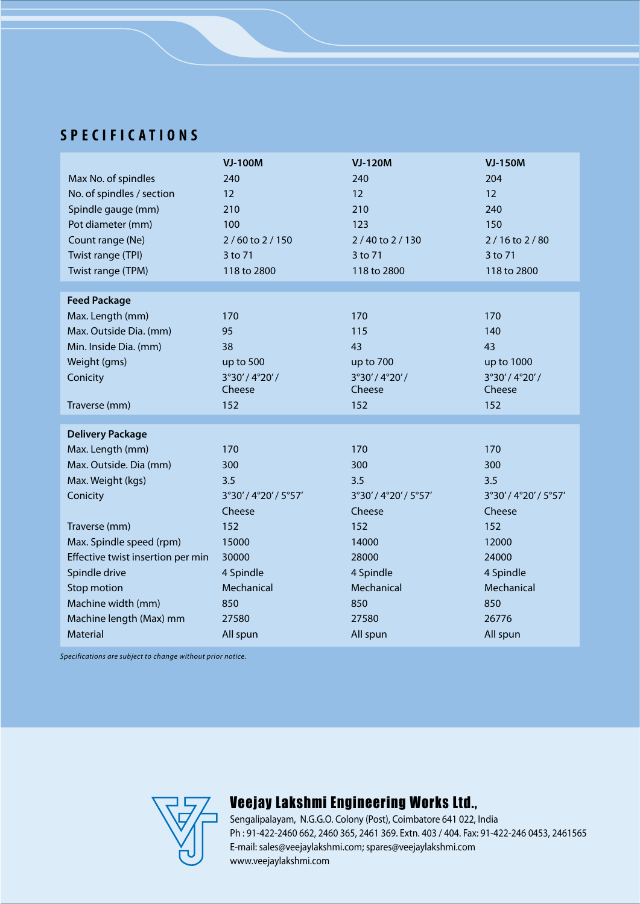## SPECIFICATIONS

| | VJ-100M | VJ-120M | VJ-150M |
|---|---|---|---|
| Max No. of spindles | 240 | 240 | 204 |
| No. of spindles / section | 12 | 12 | 12 |
| Spindle gauge (mm) | 210 | 210 | 240 |
| Pot diameter (mm) | 100 | 123 | 150 |
| Count range (Ne) | 2 / 60 to 2 / 150 | 2 / 40 to 2 / 130 | 2 / 16 to 2 / 80 |
| Twist range (TPI) | 3 to 71 | 3 to 71 | 3 to 71 |
| Twist range (TPM) | 118 to 2800 | 118 to 2800 | 118 to 2800 |
| **Feed Package** | | | |
| Max. Length (mm) | 170 | 170 | 170 |
| Max. Outside Dia. (mm) | 95 | 115 | 140 |
| Min. Inside Dia. (mm) | 38 | 43 | 43 |
| Weight (gms) | up to 500 | up to 700 | up to 1000 |
| Conicity | 3°30′ / 4°20′ / Cheese | 3°30′ / 4°20′ / Cheese | 3°30′ / 4°20′ / Cheese |
| Traverse (mm) | 152 | 152 | 152 |
| **Delivery Package** | | | |
| Max. Length (mm) | 170 | 170 | 170 |
| Max. Outside. Dia (mm) | 300 | 300 | 300 |
| Max. Weight (kgs) | 3.5 | 3.5 | 3.5 |
| Conicity | 3°30′ / 4°20′ / 5°57′ Cheese | 3°30′ / 4°20′ / 5°57′ Cheese | 3°30′ / 4°20′ / 5°57′ Cheese |
| Traverse (mm) | 152 | 152 | 152 |
| Max. Spindle speed (rpm) | 15000 | 14000 | 12000 |
| Effective twist insertion per min | 30000 | 28000 | 24000 |
| Spindle drive | 4 Spindle | 4 Spindle | 4 Spindle |
| Stop motion | Mechanical | Mechanical | Mechanical |
| Machine width (mm) | 850 | 850 | 850 |
| Machine length (Max) mm | 27580 | 27580 | 26776 |
| Material | All spun | All spun | All spun |

*Specifications are subject to change without prior notice.*

**Veejay Lakshmi Engineering Works Ltd.,**

Sengalipalayam, N.G.G.O. Colony (Post), Coimbatore 641 022, India
Ph : 91-422-2460 662, 2460 365, 2461 369. Extn. 403 / 404. Fax: 91-422-246 0453, 2461565
E-mail: sales@veejaylakshmi.com; spares@veejaylakshmi.com
www.veejaylakshmi.com